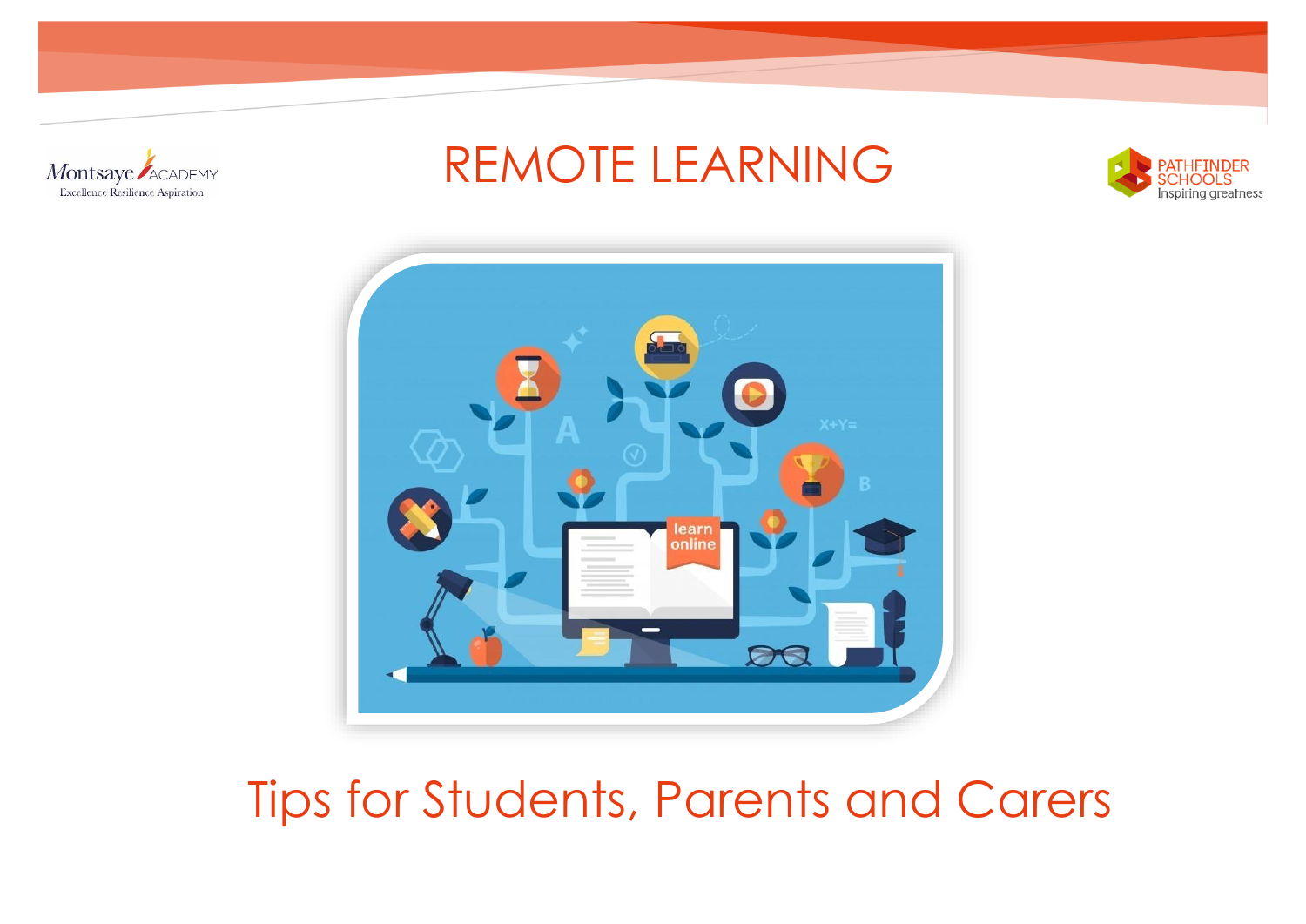Montsaye ACADEMY
Excellence Resilience Aspiration

# REMOTE LEARNING

PATHFINDER SCHOOLS
Inspiring greatness

## Tips for Students, Parents and Carers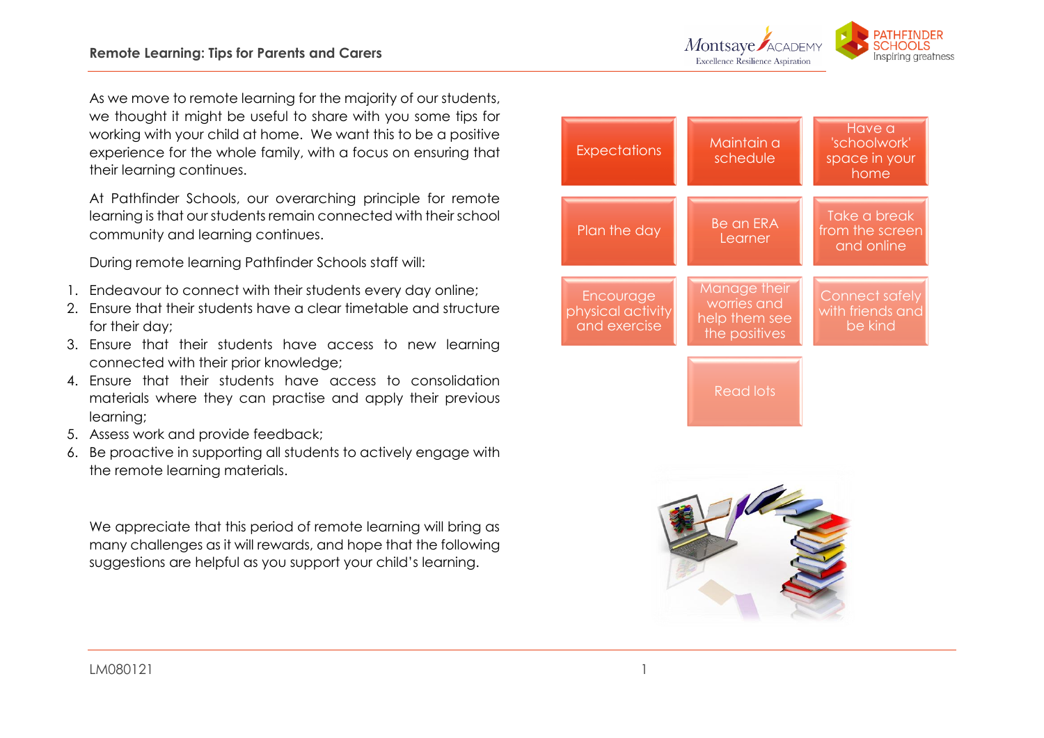## Remote Learning: Tips for Parents and Carers

As we move to remote learning for the majority of our students, we thought it might be useful to share with you some tips for working with your child at home. We want this to be a positive experience for the whole family, with a focus on ensuring that their learning continues.

At Pathfinder Schools, our overarching principle for remote learning is that our students remain connected with their school community and learning continues.

During remote learning Pathfinder Schools staff will:

1. Endeavour to connect with their students every day online;
2. Ensure that their students have a clear timetable and structure for their day;
3. Ensure that their students have access to new learning connected with their prior knowledge;
4. Ensure that their students have access to consolidation materials where they can practise and apply their previous learning;
5. Assess work and provide feedback;
6. Be proactive in supporting all students to actively engage with the remote learning materials.

We appreciate that this period of remote learning will bring as many challenges as it will rewards, and hope that the following suggestions are helpful as you support your child's learning.

- Expectations
- Maintain a schedule
- Have a 'schoolwork' space in your home
- Plan the day
- Be an ERA Learner
- Take a break from the screen and online
- Encourage physical activity and exercise
- Manage their worries and help them see the positives
- Connect safely with friends and be kind
- Read lots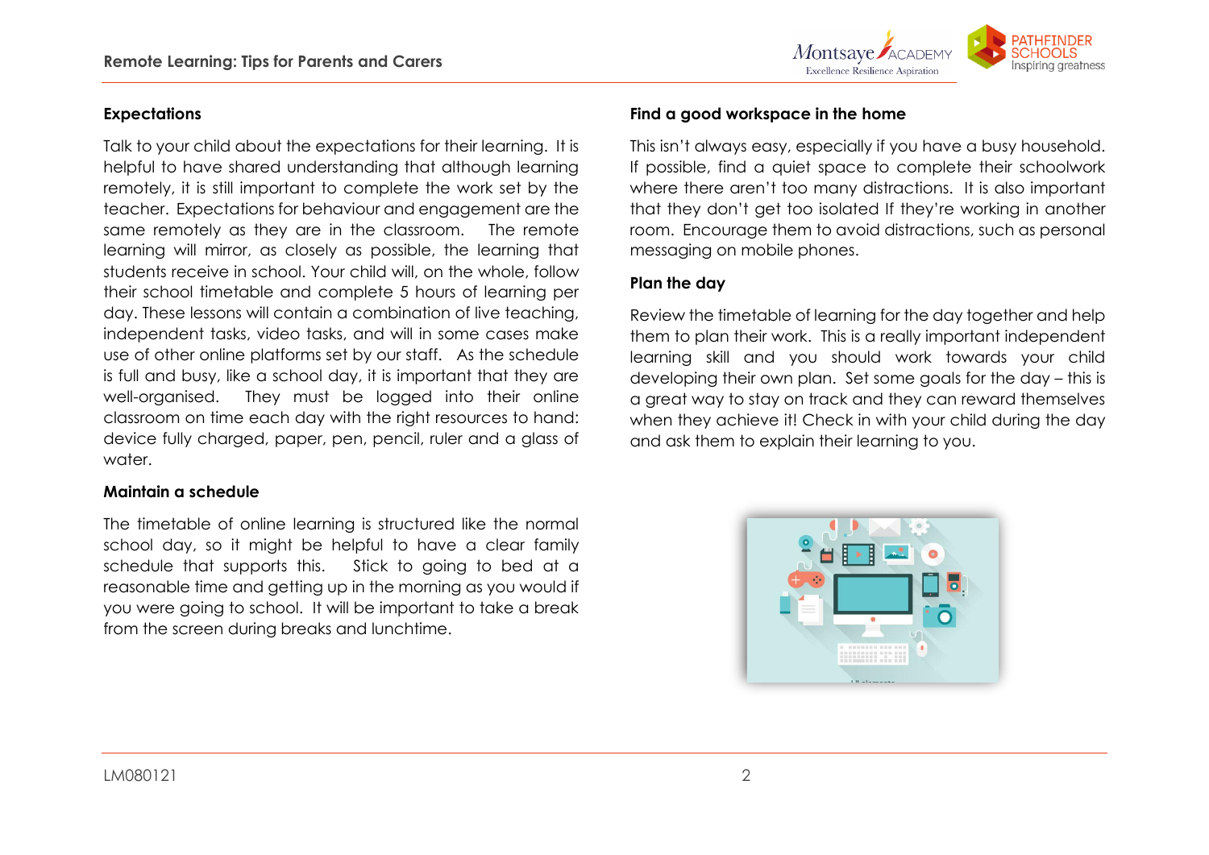### Expectations

Talk to your child about the expectations for their learning. It is helpful to have shared understanding that although learning remotely, it is still important to complete the work set by the teacher. Expectations for behaviour and engagement are the same remotely as they are in the classroom. The remote learning will mirror, as closely as possible, the learning that students receive in school. Your child will, on the whole, follow their school timetable and complete 5 hours of learning per day. These lessons will contain a combination of live teaching, independent tasks, video tasks, and will in some cases make use of other online platforms set by our staff. As the schedule is full and busy, like a school day, it is important that they are well-organised. They must be logged into their online classroom on time each day with the right resources to hand: device fully charged, paper, pen, pencil, ruler and a glass of water.

### Maintain a schedule

The timetable of online learning is structured like the normal school day, so it might be helpful to have a clear family schedule that supports this. Stick to going to bed at a reasonable time and getting up in the morning as you would if you were going to school. It will be important to take a break from the screen during breaks and lunchtime.

### Find a good workspace in the home

This isn't always easy, especially if you have a busy household. If possible, find a quiet space to complete their schoolwork where there aren't too many distractions. It is also important that they don't get too isolated If they're working in another room. Encourage them to avoid distractions, such as personal messaging on mobile phones.

### Plan the day

Review the timetable of learning for the day together and help them to plan their work. This is a really important independent learning skill and you should work towards your child developing their own plan. Set some goals for the day – this is a great way to stay on track and they can reward themselves when they achieve it! Check in with your child during the day and ask them to explain their learning to you.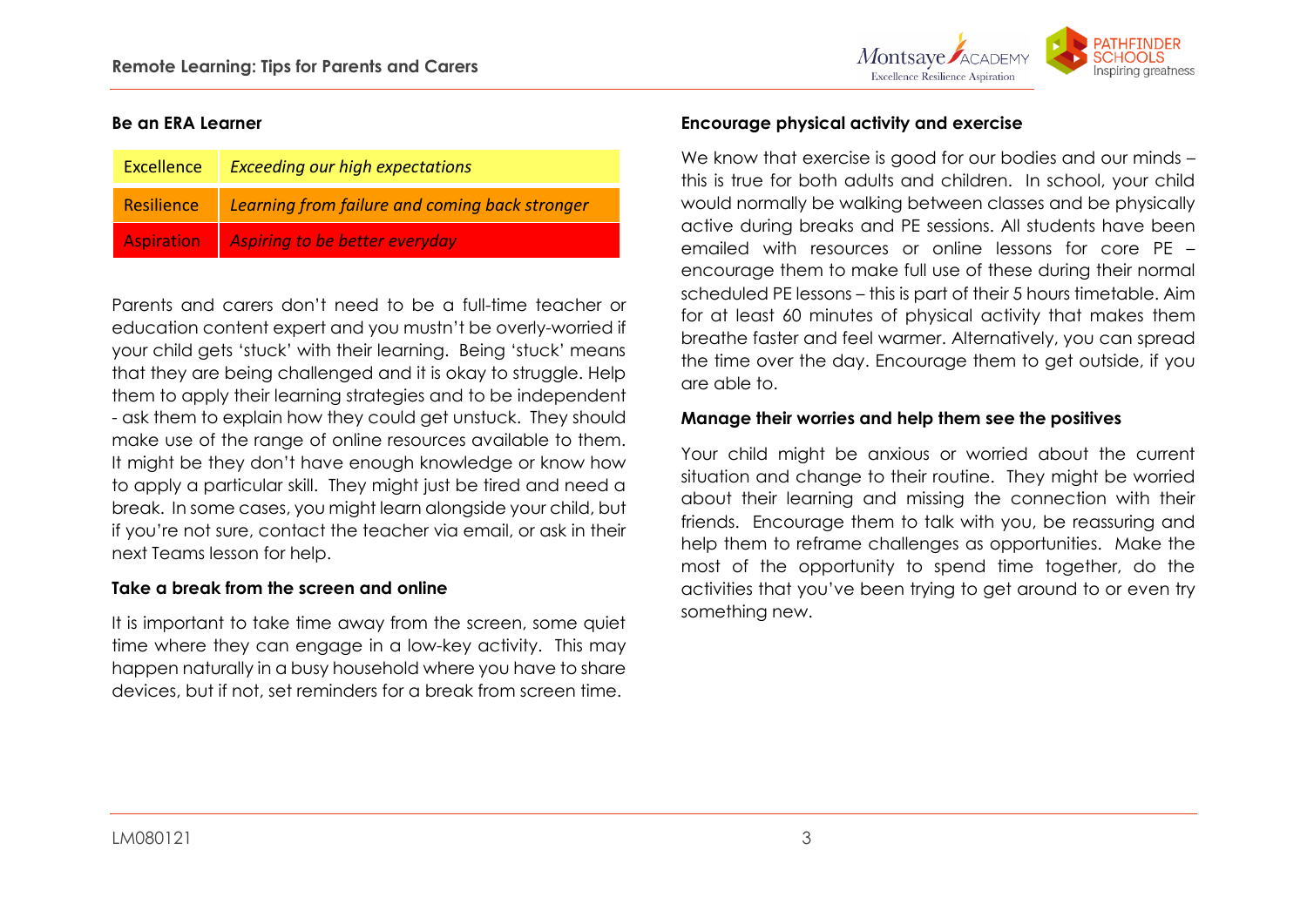### Be an ERA Learner

| | |
|---|---|
| Excellence | *Exceeding our high expectations* |
| Resilience | *Learning from failure and coming back stronger* |
| Aspiration | *Aspiring to be better everyday* |

Parents and carers don't need to be a full-time teacher or education content expert and you mustn't be overly-worried if your child gets 'stuck' with their learning. Being 'stuck' means that they are being challenged and it is okay to struggle. Help them to apply their learning strategies and to be independent - ask them to explain how they could get unstuck. They should make use of the range of online resources available to them. It might be they don't have enough knowledge or know how to apply a particular skill. They might just be tired and need a break. In some cases, you might learn alongside your child, but if you're not sure, contact the teacher via email, or ask in their next Teams lesson for help.

### Take a break from the screen and online

It is important to take time away from the screen, some quiet time where they can engage in a low-key activity. This may happen naturally in a busy household where you have to share devices, but if not, set reminders for a break from screen time.

### Encourage physical activity and exercise

We know that exercise is good for our bodies and our minds – this is true for both adults and children. In school, your child would normally be walking between classes and be physically active during breaks and PE sessions. All students have been emailed with resources or online lessons for core PE – encourage them to make full use of these during their normal scheduled PE lessons – this is part of their 5 hours timetable. Aim for at least 60 minutes of physical activity that makes them breathe faster and feel warmer. Alternatively, you can spread the time over the day. Encourage them to get outside, if you are able to.

### Manage their worries and help them see the positives

Your child might be anxious or worried about the current situation and change to their routine. They might be worried about their learning and missing the connection with their friends. Encourage them to talk with you, be reassuring and help them to reframe challenges as opportunities. Make the most of the opportunity to spend time together, do the activities that you've been trying to get around to or even try something new.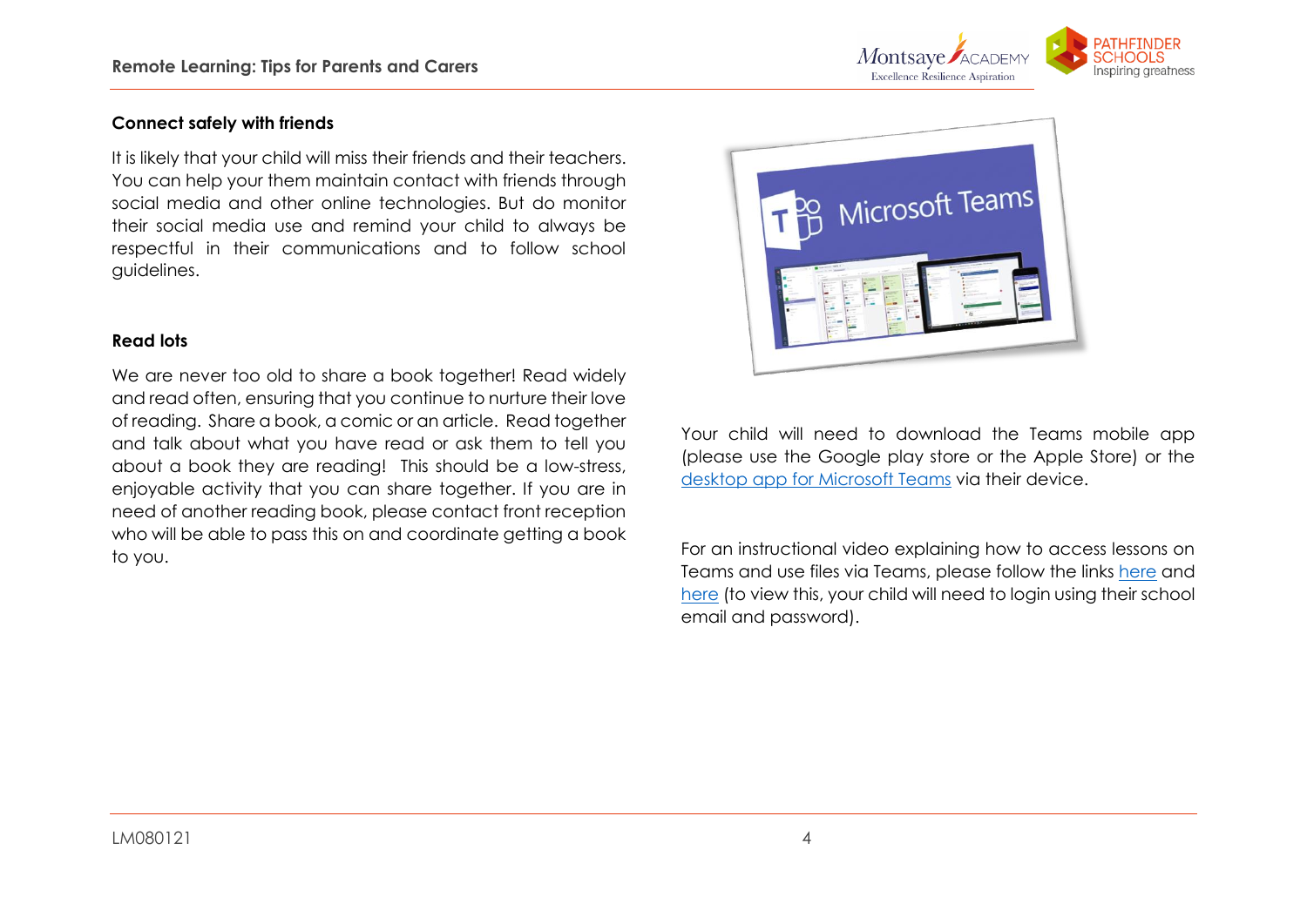### Connect safely with friends

It is likely that your child will miss their friends and their teachers. You can help your them maintain contact with friends through social media and other online technologies. But do monitor their social media use and remind your child to always be respectful in their communications and to follow school guidelines.

### Read lots

We are never too old to share a book together! Read widely and read often, ensuring that you continue to nurture their love of reading. Share a book, a comic or an article. Read together and talk about what you have read or ask them to tell you about a book they are reading! This should be a low-stress, enjoyable activity that you can share together. If you are in need of another reading book, please contact front reception who will be able to pass this on and coordinate getting a book to you.

Your child will need to download the Teams mobile app (please use the Google play store or the Apple Store) or the desktop app for Microsoft Teams via their device.

For an instructional video explaining how to access lessons on Teams and use files via Teams, please follow the links here and here (to view this, your child will need to login using their school email and password).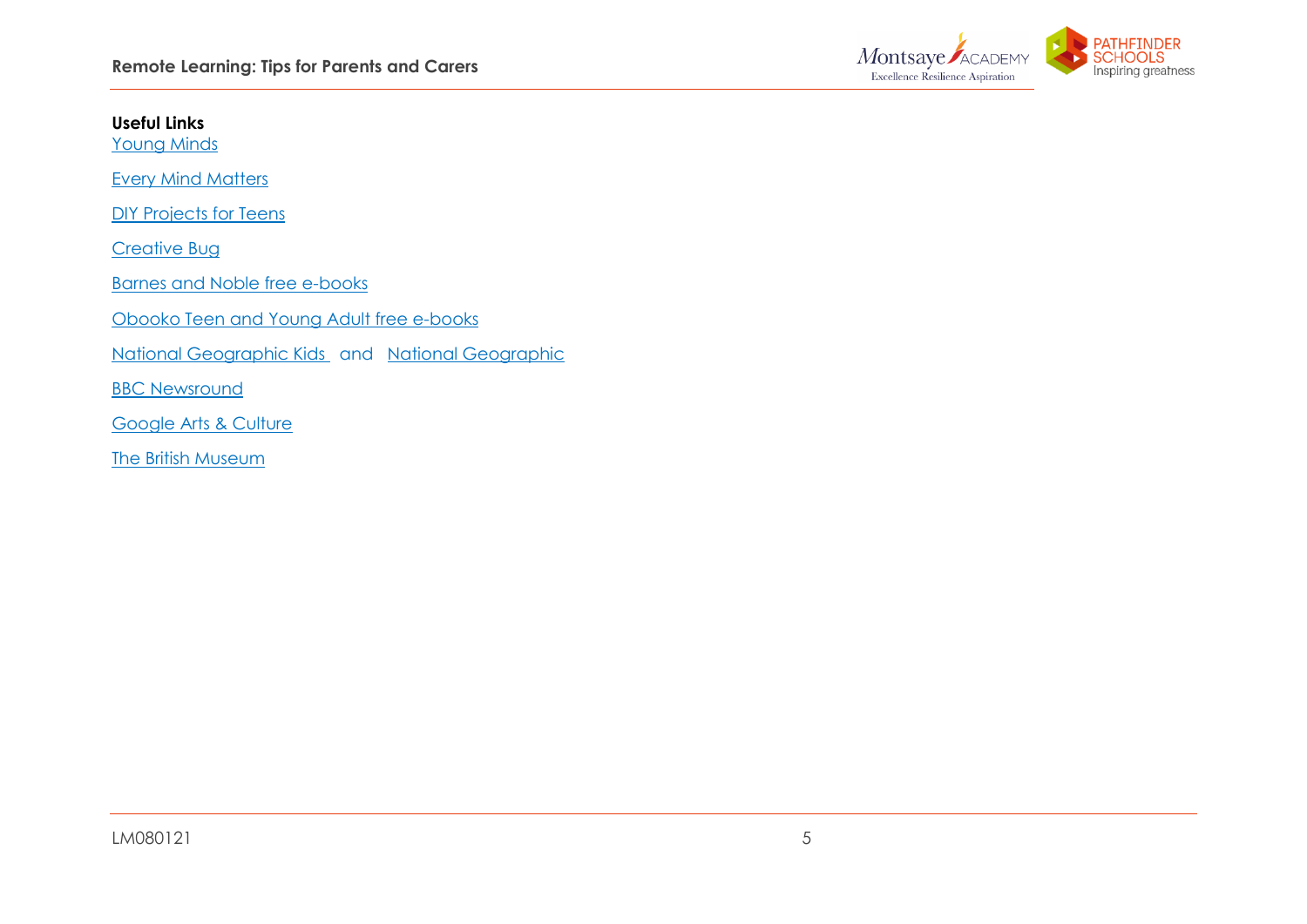**Useful Links**

Young Minds

Every Mind Matters

DIY Projects for Teens

Creative Bug

Barnes and Noble free e-books

Obooko Teen and Young Adult free e-books

National Geographic Kids and National Geographic

BBC Newsround

Google Arts & Culture

The British Museum